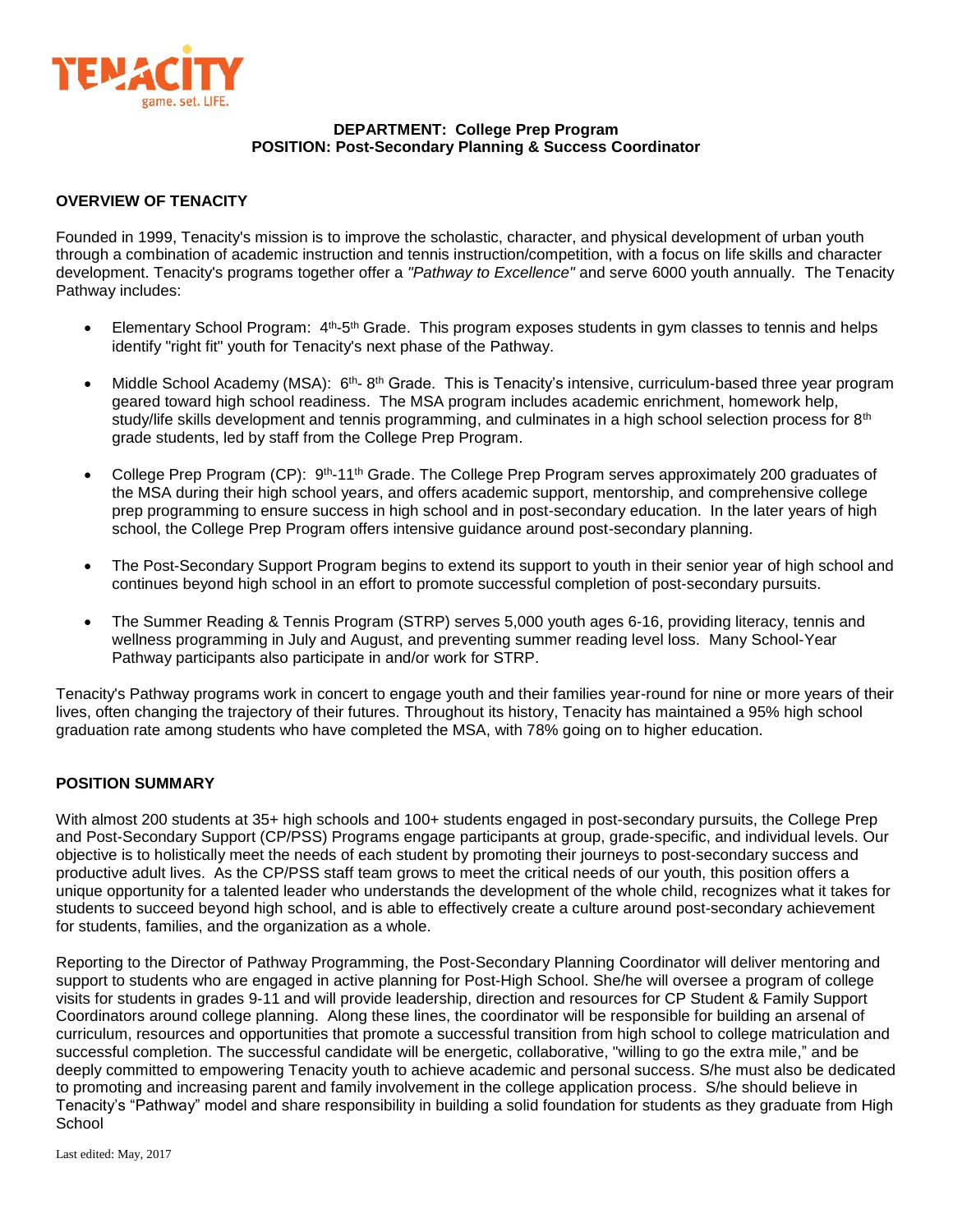TENACITY
game. set. LIFE.

**DEPARTMENT: College Prep Program**
**POSITION: Post-Secondary Planning & Success Coordinator**

## OVERVIEW OF TENACITY

Founded in 1999, Tenacity's mission is to improve the scholastic, character, and physical development of urban youth through a combination of academic instruction and tennis instruction/competition, with a focus on life skills and character development. Tenacity's programs together offer a *"Pathway to Excellence"* and serve 6000 youth annually. The Tenacity Pathway includes:

- Elementary School Program: 4th-5th Grade. This program exposes students in gym classes to tennis and helps identify "right fit" youth for Tenacity's next phase of the Pathway.
- Middle School Academy (MSA): 6th- 8th Grade. This is Tenacity's intensive, curriculum-based three year program geared toward high school readiness. The MSA program includes academic enrichment, homework help, study/life skills development and tennis programming, and culminates in a high school selection process for 8th grade students, led by staff from the College Prep Program.
- College Prep Program (CP): 9th-11th Grade. The College Prep Program serves approximately 200 graduates of the MSA during their high school years, and offers academic support, mentorship, and comprehensive college prep programming to ensure success in high school and in post-secondary education. In the later years of high school, the College Prep Program offers intensive guidance around post-secondary planning.
- The Post-Secondary Support Program begins to extend its support to youth in their senior year of high school and continues beyond high school in an effort to promote successful completion of post-secondary pursuits.
- The Summer Reading & Tennis Program (STRP) serves 5,000 youth ages 6-16, providing literacy, tennis and wellness programming in July and August, and preventing summer reading level loss. Many School-Year Pathway participants also participate in and/or work for STRP.

Tenacity's Pathway programs work in concert to engage youth and their families year-round for nine or more years of their lives, often changing the trajectory of their futures. Throughout its history, Tenacity has maintained a 95% high school graduation rate among students who have completed the MSA, with 78% going on to higher education.

## POSITION SUMMARY

With almost 200 students at 35+ high schools and 100+ students engaged in post-secondary pursuits, the College Prep and Post-Secondary Support (CP/PSS) Programs engage participants at group, grade-specific, and individual levels. Our objective is to holistically meet the needs of each student by promoting their journeys to post-secondary success and productive adult lives. As the CP/PSS staff team grows to meet the critical needs of our youth, this position offers a unique opportunity for a talented leader who understands the development of the whole child, recognizes what it takes for students to succeed beyond high school, and is able to effectively create a culture around post-secondary achievement for students, families, and the organization as a whole.

Reporting to the Director of Pathway Programming, the Post-Secondary Planning Coordinator will deliver mentoring and support to students who are engaged in active planning for Post-High School. She/he will oversee a program of college visits for students in grades 9-11 and will provide leadership, direction and resources for CP Student & Family Support Coordinators around college planning. Along these lines, the coordinator will be responsible for building an arsenal of curriculum, resources and opportunities that promote a successful transition from high school to college matriculation and successful completion. The successful candidate will be energetic, collaborative, "willing to go the extra mile," and be deeply committed to empowering Tenacity youth to achieve academic and personal success. S/he must also be dedicated to promoting and increasing parent and family involvement in the college application process. S/he should believe in Tenacity's "Pathway" model and share responsibility in building a solid foundation for students as they graduate from High School

Last edited: May, 2017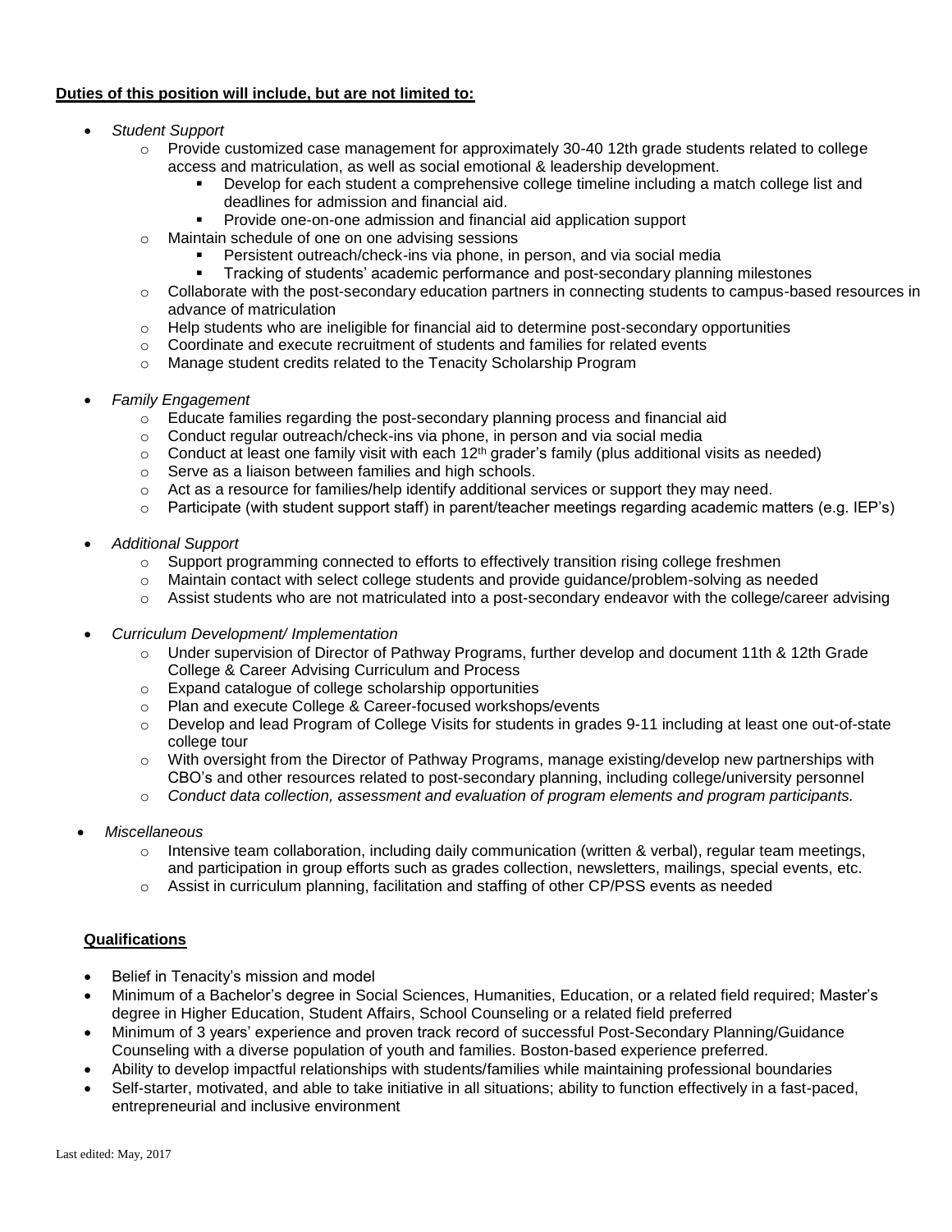**Duties of this position will include, but are not limited to:**

- *Student Support*
    - Provide customized case management for approximately 30-40 12th grade students related to college access and matriculation, as well as social emotional & leadership development.
        - Develop for each student a comprehensive college timeline including a match college list and deadlines for admission and financial aid.
        - Provide one-on-one admission and financial aid application support
    - Maintain schedule of one on one advising sessions
        - Persistent outreach/check-ins via phone, in person, and via social media
        - Tracking of students' academic performance and post-secondary planning milestones
    - Collaborate with the post-secondary education partners in connecting students to campus-based resources in advance of matriculation
    - Help students who are ineligible for financial aid to determine post-secondary opportunities
    - Coordinate and execute recruitment of students and families for related events
    - Manage student credits related to the Tenacity Scholarship Program

- *Family Engagement*
    - Educate families regarding the post-secondary planning process and financial aid
    - Conduct regular outreach/check-ins via phone, in person and via social media
    - Conduct at least one family visit with each 12th grader's family (plus additional visits as needed)
    - Serve as a liaison between families and high schools.
    - Act as a resource for families/help identify additional services or support they may need.
    - Participate (with student support staff) in parent/teacher meetings regarding academic matters (e.g. IEP's)

- *Additional Support*
    - Support programming connected to efforts to effectively transition rising college freshmen
    - Maintain contact with select college students and provide guidance/problem-solving as needed
    - Assist students who are not matriculated into a post-secondary endeavor with the college/career advising

- *Curriculum Development/ Implementation*
    - Under supervision of Director of Pathway Programs, further develop and document 11th & 12th Grade College & Career Advising Curriculum and Process
    - Expand catalogue of college scholarship opportunities
    - Plan and execute College & Career-focused workshops/events
    - Develop and lead Program of College Visits for students in grades 9-11 including at least one out-of-state college tour
    - With oversight from the Director of Pathway Programs, manage existing/develop new partnerships with CBO's and other resources related to post-secondary planning, including college/university personnel
    - *Conduct data collection, assessment and evaluation of program elements and program participants.*

- *Miscellaneous*
    - Intensive team collaboration, including daily communication (written & verbal), regular team meetings, and participation in group efforts such as grades collection, newsletters, mailings, special events, etc.
    - Assist in curriculum planning, facilitation and staffing of other CP/PSS events as needed

**Qualifications**

- Belief in Tenacity's mission and model
- Minimum of a Bachelor's degree in Social Sciences, Humanities, Education, or a related field required; Master's degree in Higher Education, Student Affairs, School Counseling or a related field preferred
- Minimum of 3 years' experience and proven track record of successful Post-Secondary Planning/Guidance Counseling with a diverse population of youth and families. Boston-based experience preferred.
- Ability to develop impactful relationships with students/families while maintaining professional boundaries
- Self-starter, motivated, and able to take initiative in all situations; ability to function effectively in a fast-paced, entrepreneurial and inclusive environment

Last edited: May, 2017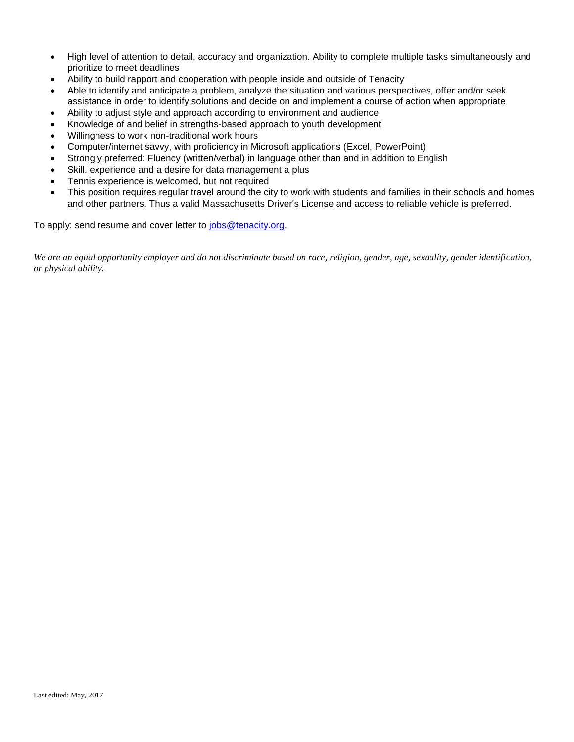- High level of attention to detail, accuracy and organization. Ability to complete multiple tasks simultaneously and prioritize to meet deadlines
- Ability to build rapport and cooperation with people inside and outside of Tenacity
- Able to identify and anticipate a problem, analyze the situation and various perspectives, offer and/or seek assistance in order to identify solutions and decide on and implement a course of action when appropriate
- Ability to adjust style and approach according to environment and audience
- Knowledge of and belief in strengths-based approach to youth development
- Willingness to work non-traditional work hours
- Computer/internet savvy, with proficiency in Microsoft applications (Excel, PowerPoint)
- <u>Strongly</u> preferred: Fluency (written/verbal) in language other than and in addition to English
- Skill, experience and a desire for data management a plus
- Tennis experience is welcomed, but not required
- This position requires regular travel around the city to work with students and families in their schools and homes and other partners. Thus a valid Massachusetts Driver's License and access to reliable vehicle is preferred.

To apply: send resume and cover letter to [jobs@tenacity.org](mailto:jobs@tenacity.org).

*We are an equal opportunity employer and do not discriminate based on race, religion, gender, age, sexuality, gender identification, or physical ability.*

Last edited: May, 2017